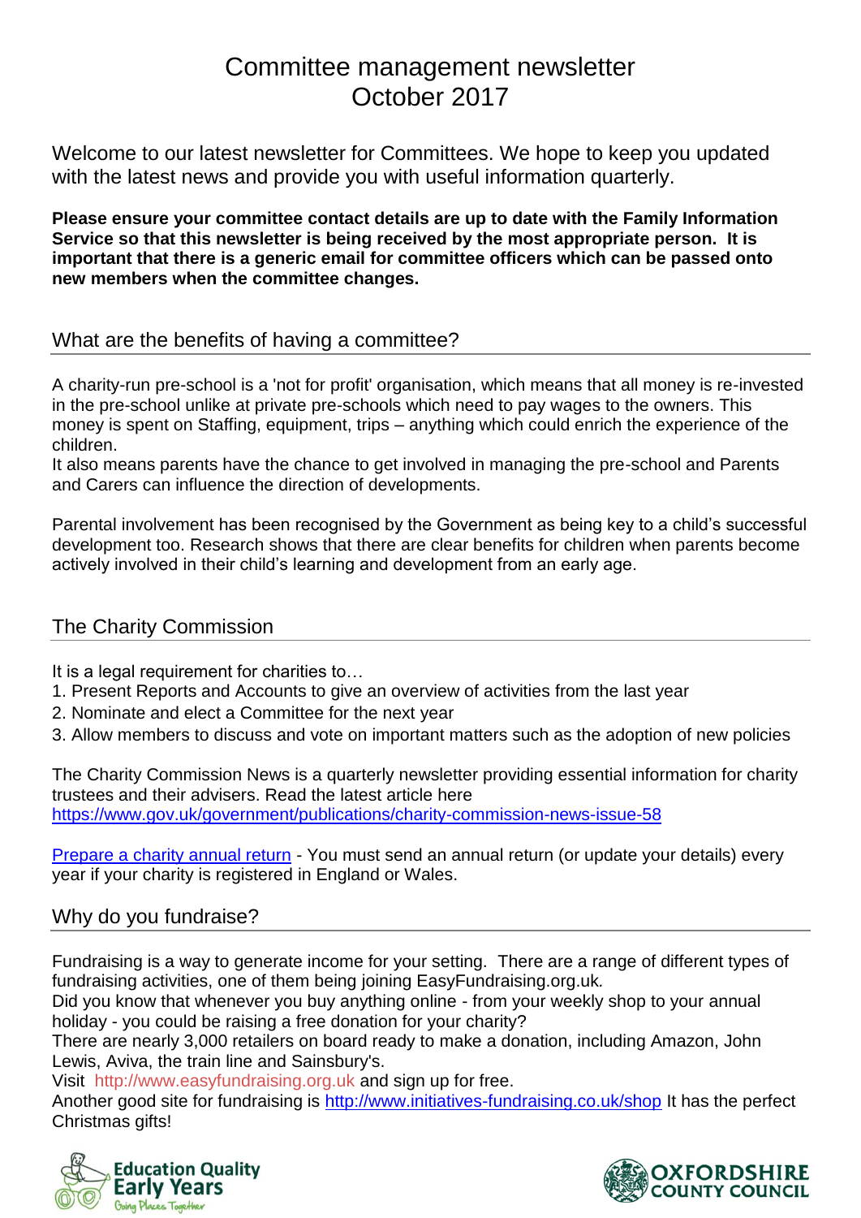# Committee management newsletter
# October 2017

Welcome to our latest newsletter for Committees. We hope to keep you updated with the latest news and provide you with useful information quarterly.

**Please ensure your committee contact details are up to date with the Family Information Service so that this newsletter is being received by the most appropriate person. It is important that there is a generic email for committee officers which can be passed onto new members when the committee changes.**

## What are the benefits of having a committee?

A charity-run pre-school is a 'not for profit' organisation, which means that all money is re-invested in the pre-school unlike at private pre-schools which need to pay wages to the owners. This money is spent on Staffing, equipment, trips – anything which could enrich the experience of the children.
It also means parents have the chance to get involved in managing the pre-school and Parents and Carers can influence the direction of developments.

Parental involvement has been recognised by the Government as being key to a child's successful development too. Research shows that there are clear benefits for children when parents become actively involved in their child's learning and development from an early age.

## The Charity Commission

It is a legal requirement for charities to…

1. Present Reports and Accounts to give an overview of activities from the last year
2. Nominate and elect a Committee for the next year
3. Allow members to discuss and vote on important matters such as the adoption of new policies

The Charity Commission News is a quarterly newsletter providing essential information for charity trustees and their advisers. Read the latest article here
https://www.gov.uk/government/publications/charity-commission-news-issue-58

Prepare a charity annual return - You must send an annual return (or update your details) every year if your charity is registered in England or Wales.

## Why do you fundraise?

Fundraising is a way to generate income for your setting. There are a range of different types of fundraising activities, one of them being joining EasyFundraising.org.uk.
Did you know that whenever you buy anything online - from your weekly shop to your annual holiday - you could be raising a free donation for your charity?
There are nearly 3,000 retailers on board ready to make a donation, including Amazon, John Lewis, Aviva, the train line and Sainsbury's.
Visit http://www.easyfundraising.org.uk and sign up for free.
Another good site for fundraising is http://www.initiatives-fundraising.co.uk/shop It has the perfect Christmas gifts!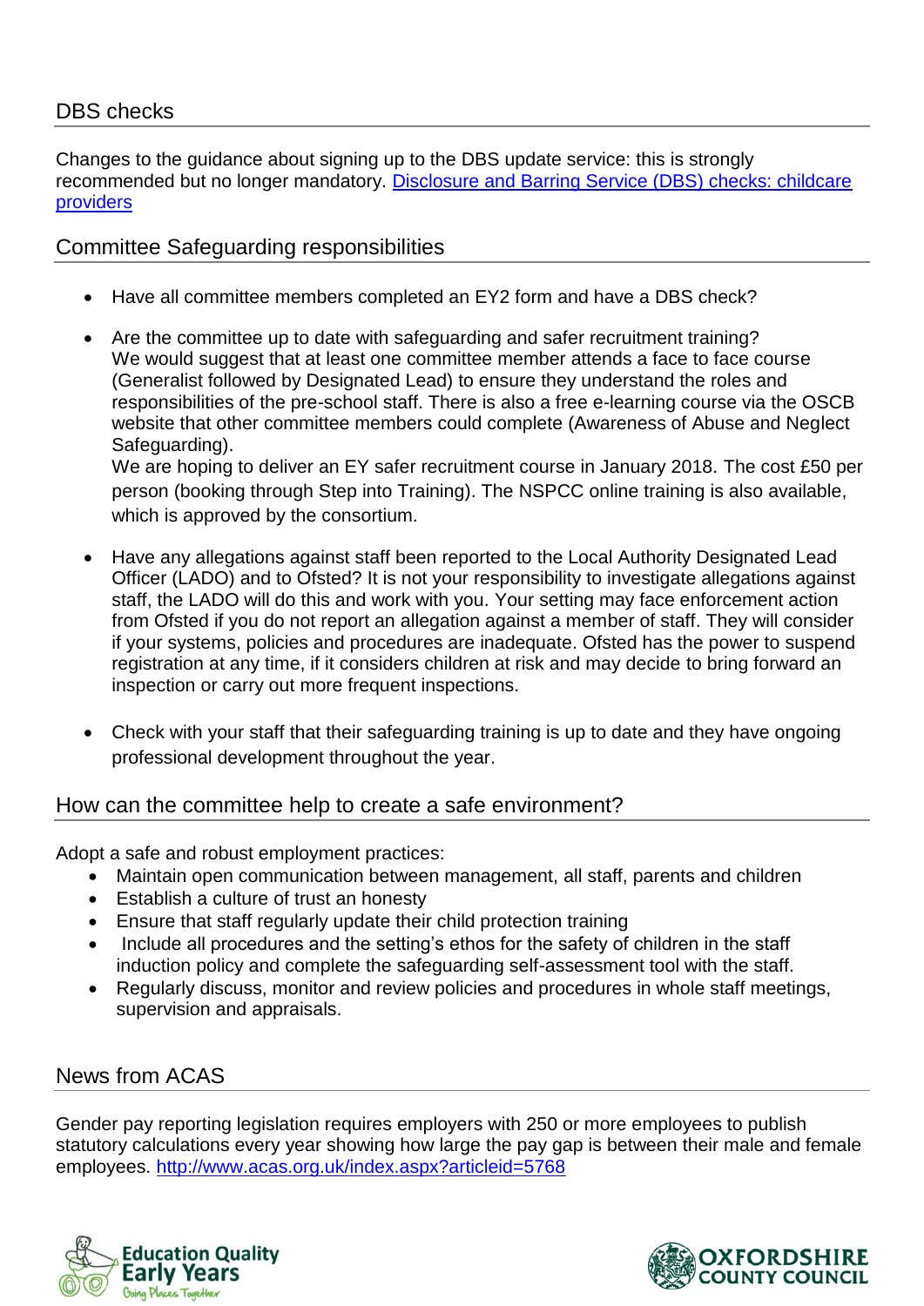## DBS checks

Changes to the guidance about signing up to the DBS update service: this is strongly recommended but no longer mandatory. [Disclosure and Barring Service (DBS) checks: childcare providers]()

## Committee Safeguarding responsibilities

- Have all committee members completed an EY2 form and have a DBS check?
- Are the committee up to date with safeguarding and safer recruitment training? We would suggest that at least one committee member attends a face to face course (Generalist followed by Designated Lead) to ensure they understand the roles and responsibilities of the pre-school staff. There is also a free e-learning course via the OSCB website that other committee members could complete (Awareness of Abuse and Neglect Safeguarding).
  We are hoping to deliver an EY safer recruitment course in January 2018. The cost £50 per person (booking through Step into Training). The NSPCC online training is also available, which is approved by the consortium.
- Have any allegations against staff been reported to the Local Authority Designated Lead Officer (LADO) and to Ofsted? It is not your responsibility to investigate allegations against staff, the LADO will do this and work with you. Your setting may face enforcement action from Ofsted if you do not report an allegation against a member of staff. They will consider if your systems, policies and procedures are inadequate. Ofsted has the power to suspend registration at any time, if it considers children at risk and may decide to bring forward an inspection or carry out more frequent inspections.
- Check with your staff that their safeguarding training is up to date and they have ongoing professional development throughout the year.

## How can the committee help to create a safe environment?

Adopt a safe and robust employment practices:

- Maintain open communication between management, all staff, parents and children
- Establish a culture of trust an honesty
- Ensure that staff regularly update their child protection training
- Include all procedures and the setting's ethos for the safety of children in the staff induction policy and complete the safeguarding self-assessment tool with the staff.
- Regularly discuss, monitor and review policies and procedures in whole staff meetings, supervision and appraisals.

## News from ACAS

Gender pay reporting legislation requires employers with 250 or more employees to publish statutory calculations every year showing how large the pay gap is between their male and female employees. [http://www.acas.org.uk/index.aspx?articleid=5768](http://www.acas.org.uk/index.aspx?articleid=5768)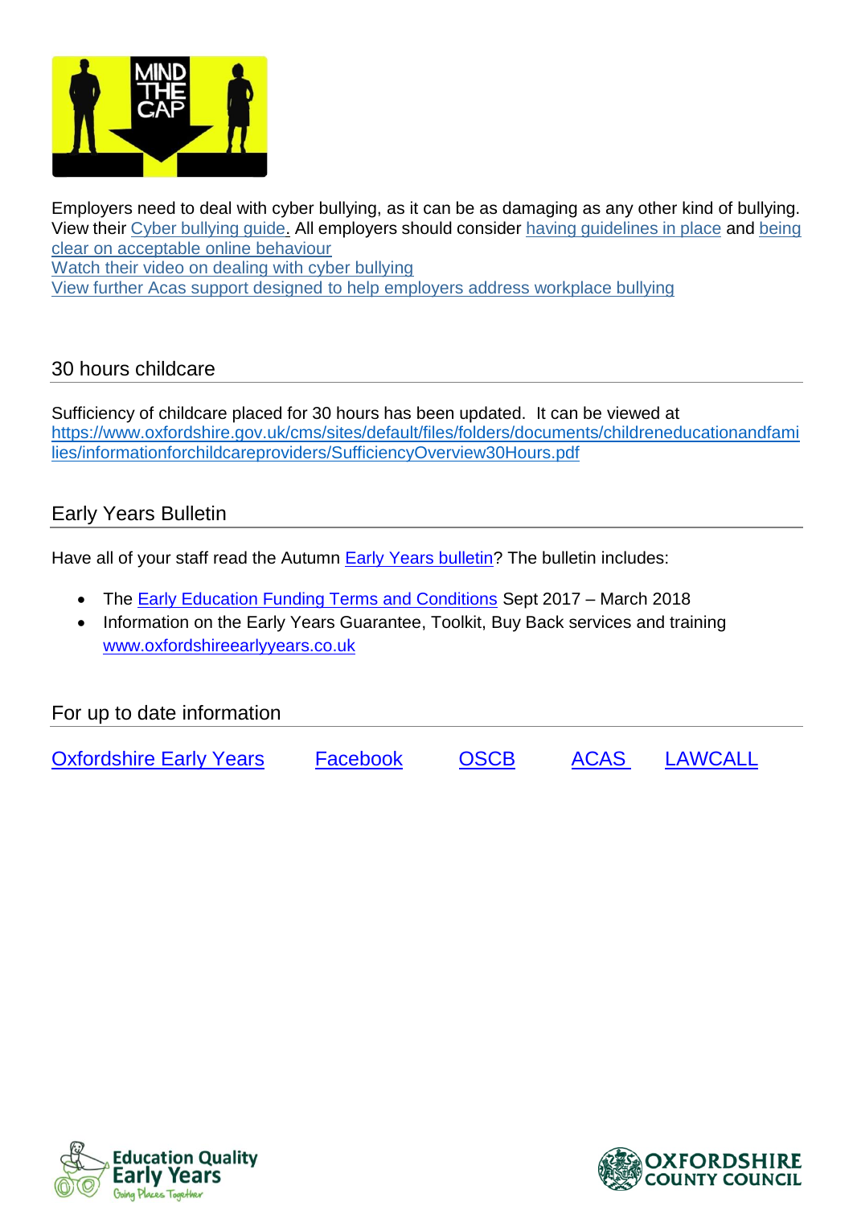Employers need to deal with cyber bullying, as it can be as damaging as any other kind of bullying. View their Cyber bullying guide. All employers should consider having guidelines in place and being clear on acceptable online behaviour

Watch their video on dealing with cyber bullying

View further Acas support designed to help employers address workplace bullying

## 30 hours childcare

Sufficiency of childcare placed for 30 hours has been updated. It can be viewed at https://www.oxfordshire.gov.uk/cms/sites/default/files/folders/documents/childreneducationandfamilies/informationforchildcareproviders/SufficiencyOverview30Hours.pdf

## Early Years Bulletin

Have all of your staff read the Autumn Early Years bulletin? The bulletin includes:

- The Early Education Funding Terms and Conditions Sept 2017 – March 2018
- Information on the Early Years Guarantee, Toolkit, Buy Back services and training www.oxfordshireearlyyears.co.uk

## For up to date information

Oxfordshire Early Years Facebook OSCB ACAS LAWCALL